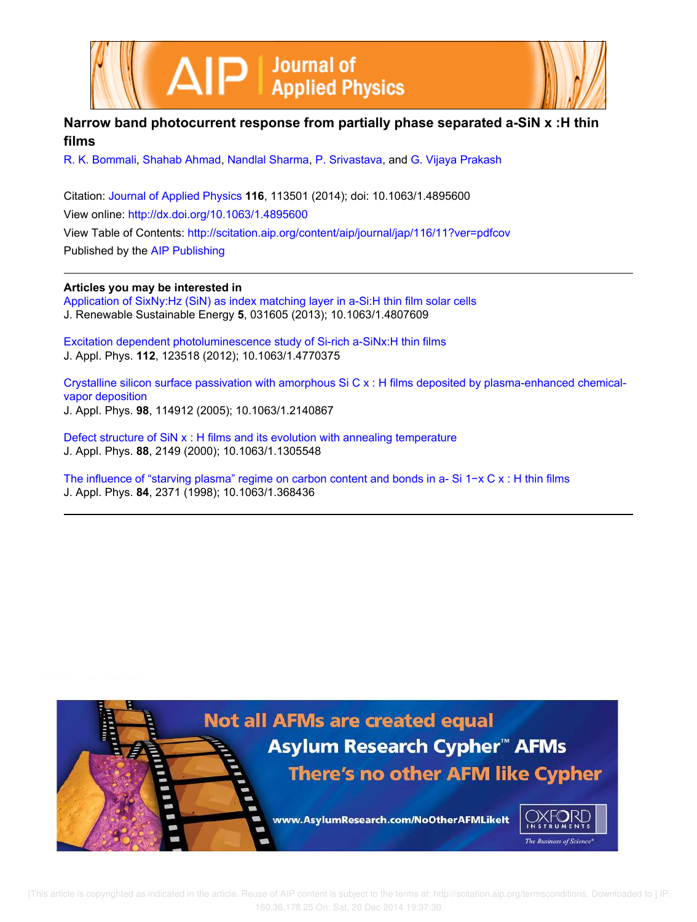# Narrow band photocurrent response from partially phase separated a-SiN x :H thin films

R. K. Bommali, Shahab Ahmad, Nandlal Sharma, P. Srivastava, and G. Vijaya Prakash

Citation: Journal of Applied Physics **116**, 113501 (2014); doi: 10.1063/1.4895600

View online: http://dx.doi.org/10.1063/1.4895600

View Table of Contents: http://scitation.aip.org/content/aip/journal/jap/116/11?ver=pdfcov

Published by the AIP Publishing

## Articles you may be interested in

Application of SixNy:Hz (SiN) as index matching layer in a-Si:H thin film solar cells
J. Renewable Sustainable Energy **5**, 031605 (2013); 10.1063/1.4807609

Excitation dependent photoluminescence study of Si-rich a-SiNx:H thin films
J. Appl. Phys. **112**, 123518 (2012); 10.1063/1.4770375

Crystalline silicon surface passivation with amorphous Si C x : H films deposited by plasma-enhanced chemical-vapor deposition
J. Appl. Phys. **98**, 114912 (2005); 10.1063/1.2140867

Defect structure of SiN x : H films and its evolution with annealing temperature
J. Appl. Phys. **88**, 2149 (2000); 10.1063/1.1305548

The influence of "starving plasma" regime on carbon content and bonds in a- Si 1−x C x : H thin films
J. Appl. Phys. **84**, 2371 (1998); 10.1063/1.368436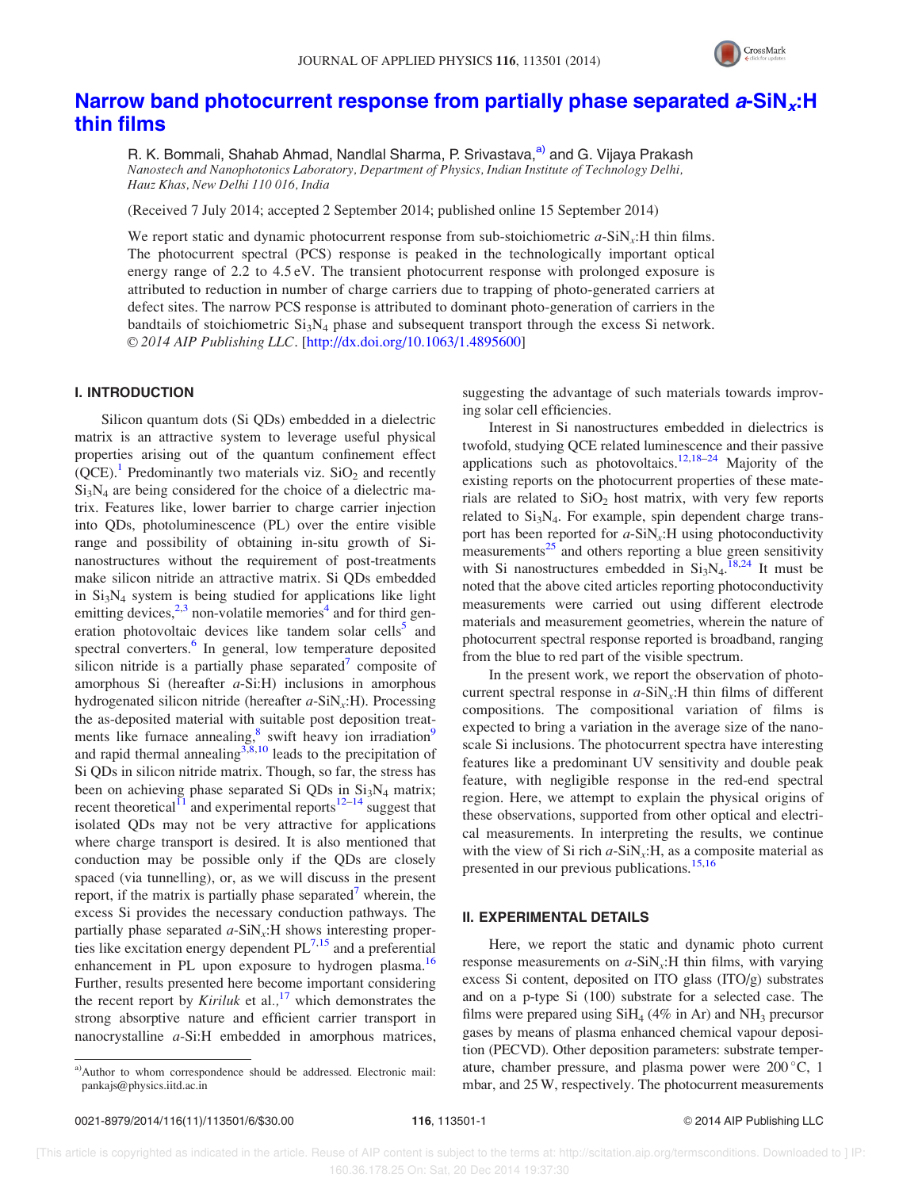# Narrow band photocurrent response from partially phase separated $a$-SiN$_x$:H thin films

R. K. Bommali, Shahab Ahmad, Nandlal Sharma, P. Srivastava,[a] and G. Vijaya Prakash

*Nanostech and Nanophotonics Laboratory, Department of Physics, Indian Institute of Technology Delhi, Hauz Khas, New Delhi 110 016, India*

(Received 7 July 2014; accepted 2 September 2014; published online 15 September 2014)

We report static and dynamic photocurrent response from sub-stoichiometric $a$-SiN$_x$:H thin films. The photocurrent spectral (PCS) response is peaked in the technologically important optical energy range of 2.2 to 4.5 eV. The transient photocurrent response with prolonged exposure is attributed to reduction in number of charge carriers due to trapping of photo-generated carriers at defect sites. The narrow PCS response is attributed to dominant photo-generation of carriers in the bandtails of stoichiometric $Si_3N_4$ phase and subsequent transport through the excess Si network. © 2014 AIP Publishing LLC. [http://dx.doi.org/10.1063/1.4895600]

## I. INTRODUCTION

Silicon quantum dots (Si QDs) embedded in a dielectric matrix is an attractive system to leverage useful physical properties arising out of the quantum confinement effect (QCE).[1] Predominantly two materials viz. $SiO_2$ and recently $Si_3N_4$ are being considered for the choice of a dielectric matrix. Features like, lower barrier to charge carrier injection into QDs, photoluminescence (PL) over the entire visible range and possibility of obtaining in-situ growth of Si-nanostructures without the requirement of post-treatments make silicon nitride an attractive matrix. Si QDs embedded in $Si_3N_4$ system is being studied for applications like light emitting devices,[2,3] non-volatile memories[4] and for third generation photovoltaic devices like tandem solar cells[5] and spectral converters.[6] In general, low temperature deposited silicon nitride is a partially phase separated[7] composite of amorphous Si (hereafter $a$-Si:H) inclusions in amorphous hydrogenated silicon nitride (hereafter $a$-SiN$_x$:H). Processing the as-deposited material with suitable post deposition treatments like furnace annealing,[8] swift heavy ion irradiation[9] and rapid thermal annealing[3,8,10] leads to the precipitation of Si QDs in silicon nitride matrix. Though, so far, the stress has been on achieving phase separated Si QDs in $Si_3N_4$ matrix; recent theoretical[11] and experimental reports[12–14] suggest that isolated QDs may not be very attractive for applications where charge transport is desired. It is also mentioned that conduction may be possible only if the QDs are closely spaced (via tunnelling), or, as we will discuss in the present report, if the matrix is partially phase separated[7] wherein, the excess Si provides the necessary conduction pathways. The partially phase separated $a$-SiN$_x$:H shows interesting properties like excitation energy dependent PL[7,15] and a preferential enhancement in PL upon exposure to hydrogen plasma.[16] Further, results presented here become important considering the recent report by *Kiriluk* et al.,[17] which demonstrates the strong absorptive nature and efficient carrier transport in nanocrystalline $a$-Si:H embedded in amorphous matrices, suggesting the advantage of such materials towards improving solar cell efficiencies.

Interest in Si nanostructures embedded in dielectrics is twofold, studying QCE related luminescence and their passive applications such as photovoltaics.[12,18–24] Majority of the existing reports on the photocurrent properties of these materials are related to $SiO_2$ host matrix, with very few reports related to $Si_3N_4$. For example, spin dependent charge transport has been reported for $a$-SiN$_x$:H using photoconductivity measurements[25] and others reporting a blue green sensitivity with Si nanostructures embedded in $Si_3N_4$.[18,24] It must be noted that the above cited articles reporting photoconductivity measurements were carried out using different electrode materials and measurement geometries, wherein the nature of photocurrent spectral response reported is broadband, ranging from the blue to red part of the visible spectrum.

In the present work, we report the observation of photocurrent spectral response in $a$-SiN$_x$:H thin films of different compositions. The compositional variation of films is expected to bring a variation in the average size of the nanoscale Si inclusions. The photocurrent spectra have interesting features like a predominant UV sensitivity and double peak feature, with negligible response in the red-end spectral region. Here, we attempt to explain the physical origins of these observations, supported from other optical and electrical measurements. In interpreting the results, we continue with the view of Si rich $a$-SiN$_x$:H, as a composite material as presented in our previous publications.[15,16]

## II. EXPERIMENTAL DETAILS

Here, we report the static and dynamic photo current response measurements on $a$-SiN$_x$:H thin films, with varying excess Si content, deposited on ITO glass (ITO/g) substrates and on a p-type Si (100) substrate for a selected case. The films were prepared using $SiH_4$ (4% in Ar) and $NH_3$ precursor gases by means of plasma enhanced chemical vapour deposition (PECVD). Other deposition parameters: substrate temperature, chamber pressure, and plasma power were 200 °C, 1 mbar, and 25 W, respectively. The photocurrent measurements

[a] Author to whom correspondence should be addressed. Electronic mail: pankajs@physics.iitd.ac.in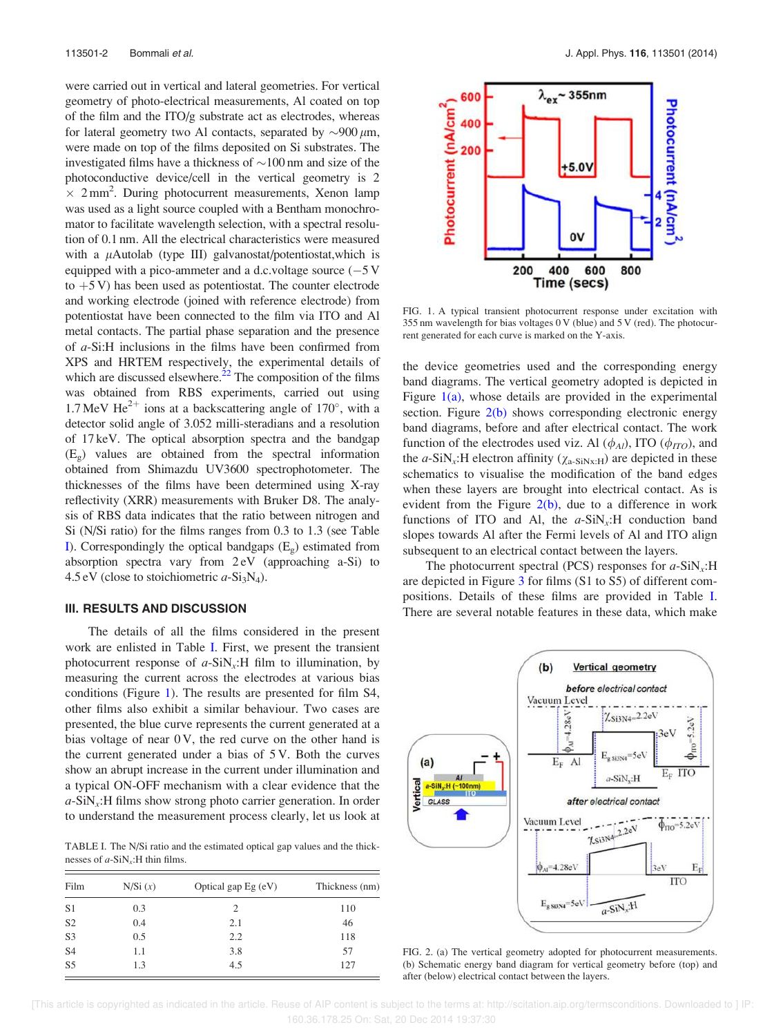were carried out in vertical and lateral geometries. For vertical geometry of photo-electrical measurements, Al coated on top of the film and the ITO/g substrate act as electrodes, whereas for lateral geometry two Al contacts, separated by ~900 $\mu$m, were made on top of the films deposited on Si substrates. The investigated films have a thickness of ~100 nm and size of the photoconductive device/cell in the vertical geometry is 2 $\times$ 2 mm$^2$. During photocurrent measurements, Xenon lamp was used as a light source coupled with a Bentham monochromator to facilitate wavelength selection, with a spectral resolution of 0.1 nm. All the electrical characteristics were measured with a $\mu$Autolab (type III) galvanostat/potentiostat,which is equipped with a pico-ammeter and a d.c.voltage source (−5 V to +5 V) has been used as potentiostat. The counter electrode and working electrode (joined with reference electrode) from potentiostat have been connected to the film via ITO and Al metal contacts. The partial phase separation and the presence of *a*-Si:H inclusions in the films have been confirmed from XPS and HRTEM respectively, the experimental details of which are discussed elsewhere.[22] The composition of the films was obtained from RBS experiments, carried out using 1.7 MeV $He^{2+}$ ions at a backscattering angle of 170°, with a detector solid angle of 3.052 milli-steradians and a resolution of 17 keV. The optical absorption spectra and the bandgap ($E_g$) values are obtained from the spectral information obtained from Shimazdu UV3600 spectrophotometer. The thicknesses of the films have been determined using X-ray reflectivity (XRR) measurements with Bruker D8. The analysis of RBS data indicates that the ratio between nitrogen and Si (N/Si ratio) for the films ranges from 0.3 to 1.3 (see Table I). Correspondingly the optical bandgaps ($E_g$) estimated from absorption spectra vary from 2 eV (approaching a-Si) to 4.5 eV (close to stoichiometric *a*-$Si_3N_4$).

## III. RESULTS AND DISCUSSION

The details of all the films considered in the present work are enlisted in Table I. First, we present the transient photocurrent response of *a*-$SiN_x$:H film to illumination, by measuring the current across the electrodes at various bias conditions (Figure 1). The results are presented for film S4, other films also exhibit a similar behaviour. Two cases are presented, the blue curve represents the current generated at a bias voltage of near 0 V, the red curve on the other hand is the current generated under a bias of 5 V. Both the curves show an abrupt increase in the current under illumination and a typical ON-OFF mechanism with a clear evidence that the *a*-$SiN_x$:H films show strong photo carrier generation. In order to understand the measurement process clearly, let us look at the device geometries used and the corresponding energy band diagrams. The vertical geometry adopted is depicted in Figure 1(a), whose details are provided in the experimental section. Figure 2(b) shows corresponding electronic energy band diagrams, before and after electrical contact. The work function of the electrodes used viz. Al ($\phi_{Al}$), ITO ($\phi_{ITO}$), and the *a*-$SiN_x$:H electron affinity ($\chi_{a\text{-}SiNx:H}$) are depicted in these schematics to visualise the modification of the band edges when these layers are brought into electrical contact. As is evident from the Figure 2(b), due to a difference in work functions of ITO and Al, the *a*-$SiN_x$:H conduction band slopes towards Al after the Fermi levels of Al and ITO align subsequent to an electrical contact between the layers.

The photocurrent spectral (PCS) responses for *a*-$SiN_x$:H are depicted in Figure 3 for films (S1 to S5) of different compositions. Details of these films are provided in Table I. There are several notable features in these data, which make

TABLE I. The N/Si ratio and the estimated optical gap values and the thicknesses of *a*-$SiN_x$:H thin films.

| Film | N/Si ($x$) | Optical gap Eg (eV) | Thickness (nm) |
|---|---|---|---|
| S1 | 0.3 | 2 | 110 |
| S2 | 0.4 | 2.1 | 46 |
| S3 | 0.5 | 2.2 | 118 |
| S4 | 1.1 | 3.8 | 57 |
| S5 | 1.3 | 4.5 | 127 |

FIG. 1. A typical transient photocurrent response under excitation with 355 nm wavelength for bias voltages 0 V (blue) and 5 V (red). The photocurrent generated for each curve is marked on the Y-axis.

FIG. 2. (a) The vertical geometry adopted for photocurrent measurements. (b) Schematic energy band diagram for vertical geometry before (top) and after (below) electrical contact between the layers.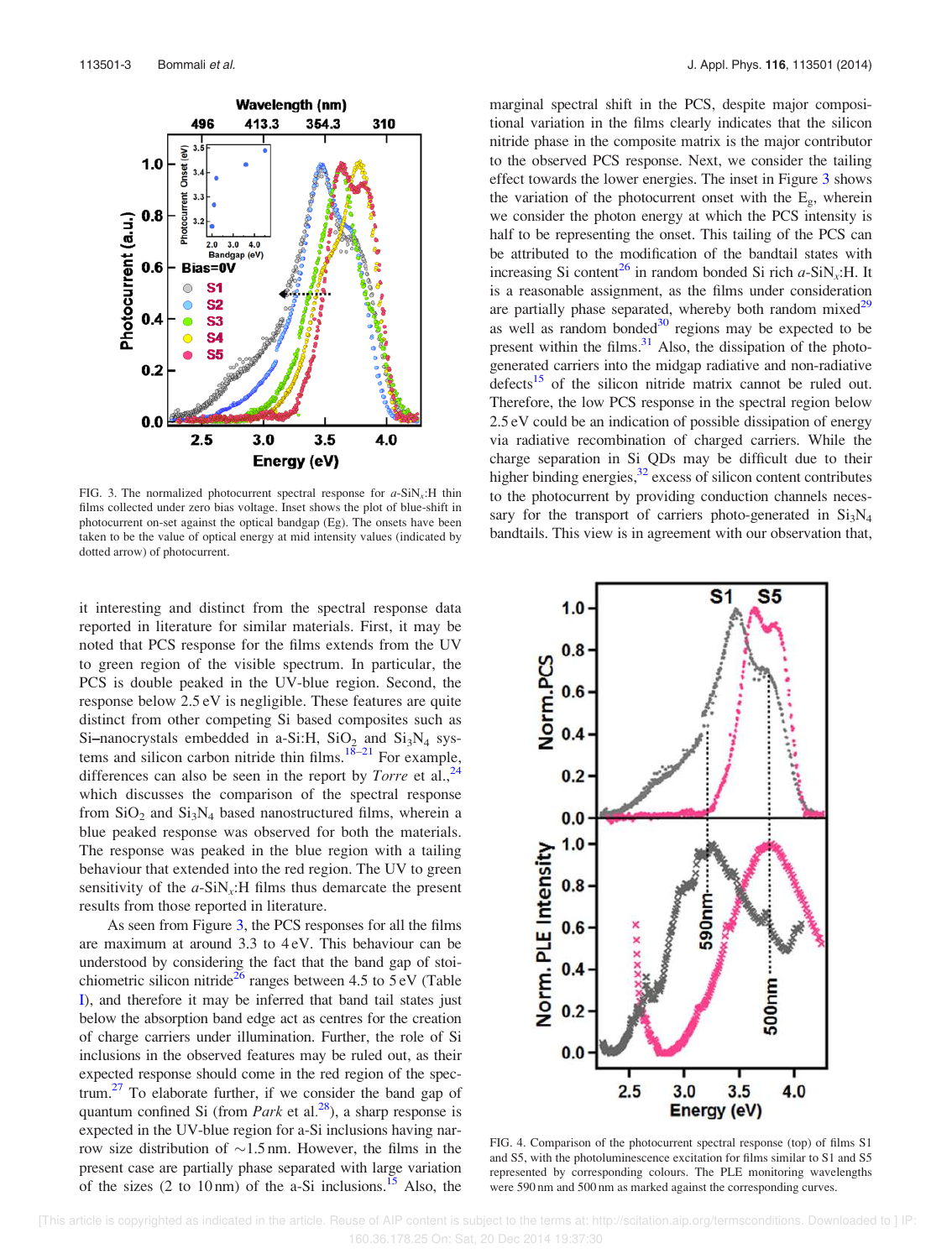FIG. 3. The normalized photocurrent spectral response for $a$-SiN$_x$:H thin films collected under zero bias voltage. Inset shows the plot of blue-shift in photocurrent on-set against the optical bandgap (Eg). The onsets have been taken to be the value of optical energy at mid intensity values (indicated by dotted arrow) of photocurrent.

it interesting and distinct from the spectral response data reported in literature for similar materials. First, it may be noted that PCS response for the films extends from the UV to green region of the visible spectrum. In particular, the PCS is double peaked in the UV-blue region. Second, the response below 2.5 eV is negligible. These features are quite distinct from other competing Si based composites such as Si–nanocrystals embedded in a-Si:H, $SiO_2$ and $Si_3N_4$ systems and silicon carbon nitride thin films.[18–21] For example, differences can also be seen in the report by *Torre* et al.,[24] which discusses the comparison of the spectral response from $SiO_2$ and $Si_3N_4$ based nanostructured films, wherein a blue peaked response was observed for both the materials. The response was peaked in the blue region with a tailing behaviour that extended into the red region. The UV to green sensitivity of the $a$-SiN$_x$:H films thus demarcate the present results from those reported in literature.

As seen from Figure 3, the PCS responses for all the films are maximum at around 3.3 to 4 eV. This behaviour can be understood by considering the fact that the band gap of stoichiometric silicon nitride[26] ranges between 4.5 to 5 eV (Table I), and therefore it may be inferred that band tail states just below the absorption band edge act as centres for the creation of charge carriers under illumination. Further, the role of Si inclusions in the observed features may be ruled out, as their expected response should come in the red region of the spectrum.[27] To elaborate further, if we consider the band gap of quantum confined Si (from *Park* et al.[28]), a sharp response is expected in the UV-blue region for a-Si inclusions having narrow size distribution of ~1.5 nm. However, the films in the present case are partially phase separated with large variation of the sizes (2 to 10 nm) of the a-Si inclusions.[15] Also, the marginal spectral shift in the PCS, despite major compositional variation in the films clearly indicates that the silicon nitride phase in the composite matrix is the major contributor to the observed PCS response. Next, we consider the tailing effect towards the lower energies. The inset in Figure 3 shows the variation of the photocurrent onset with the $E_g$, wherein we consider the photon energy at which the PCS intensity is half to be representing the onset. This tailing of the PCS can be attributed to the modification of the bandtail states with increasing Si content[26] in random bonded Si rich $a$-SiN$_x$:H. It is a reasonable assignment, as the films under consideration are partially phase separated, whereby both random mixed[29] as well as random bonded[30] regions may be expected to be present within the films.[31] Also, the dissipation of the photo-generated carriers into the midgap radiative and non-radiative defects[15] of the silicon nitride matrix cannot be ruled out. Therefore, the low PCS response in the spectral region below 2.5 eV could be an indication of possible dissipation of energy via radiative recombination of charged carriers. While the charge separation in Si QDs may be difficult due to their higher binding energies,[32] excess of silicon content contributes to the photocurrent by providing conduction channels necessary for the transport of carriers photo-generated in $Si_3N_4$ bandtails. This view is in agreement with our observation that,

FIG. 4. Comparison of the photocurrent spectral response (top) of films S1 and S5, with the photoluminescence excitation for films similar to S1 and S5 represented by corresponding colours. The PLE monitoring wavelengths were 590 nm and 500 nm as marked against the corresponding curves.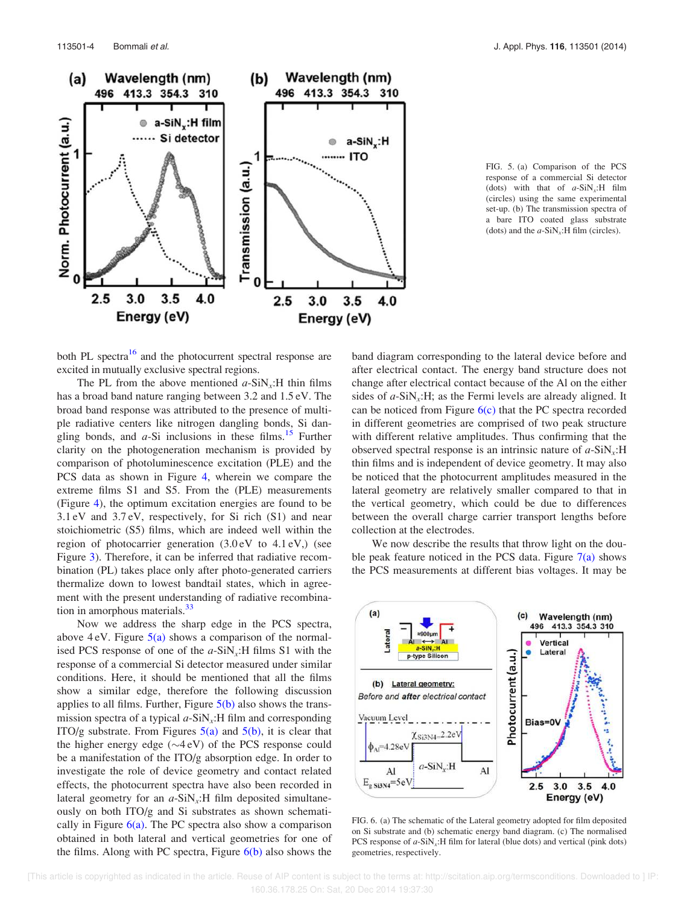FIG. 5. (a) Comparison of the PCS response of a commercial Si detector (dots) with that of $a$-SiN$_x$:H film (circles) using the same experimental set-up. (b) The transmission spectra of a bare ITO coated glass substrate (dots) and the $a$-SiN$_x$:H film (circles).

both PL spectra[16] and the photocurrent spectral response are excited in mutually exclusive spectral regions.

The PL from the above mentioned $a$-SiN$_x$:H thin films has a broad band nature ranging between 3.2 and 1.5 eV. The broad band response was attributed to the presence of multiple radiative centers like nitrogen dangling bonds, Si dangling bonds, and $a$-Si inclusions in these films.[15] Further clarity on the photogeneration mechanism is provided by comparison of photoluminescence excitation (PLE) and the PCS data as shown in Figure 4, wherein we compare the extreme films S1 and S5. From the (PLE) measurements (Figure 4), the optimum excitation energies are found to be 3.1 eV and 3.7 eV, respectively, for Si rich (S1) and near stoichiometric (S5) films, which are indeed well within the region of photocarrier generation (3.0 eV to 4.1 eV,) (see Figure 3). Therefore, it can be inferred that radiative recombination (PL) takes place only after photo-generated carriers thermalize down to lowest bandtail states, which in agreement with the present understanding of radiative recombination in amorphous materials.[33]

Now we address the sharp edge in the PCS spectra, above 4 eV. Figure 5(a) shows a comparison of the normalised PCS response of one of the $a$-SiN$_x$:H films S1 with the response of a commercial Si detector measured under similar conditions. Here, it should be mentioned that all the films show a similar edge, therefore the following discussion applies to all films. Further, Figure 5(b) also shows the transmission spectra of a typical $a$-SiN$_x$:H film and corresponding ITO/g substrate. From Figures 5(a) and 5(b), it is clear that the higher energy edge (~4 eV) of the PCS response could be a manifestation of the ITO/g absorption edge. In order to investigate the role of device geometry and contact related effects, the photocurrent spectra have also been recorded in lateral geometry for an $a$-SiN$_x$:H film deposited simultaneously on both ITO/g and Si substrates as shown schematically in Figure 6(a). The PC spectra also show a comparison obtained in both lateral and vertical geometries for one of the films. Along with PC spectra, Figure 6(b) also shows the band diagram corresponding to the lateral device before and after electrical contact. The energy band structure does not change after electrical contact because of the Al on the either sides of $a$-SiN$_x$:H; as the Fermi levels are already aligned. It can be noticed from Figure 6(c) that the PC spectra recorded in different geometries are comprised of two peak structure with different relative amplitudes. Thus confirming that the observed spectral response is an intrinsic nature of $a$-SiN$_x$:H thin films and is independent of device geometry. It may also be noticed that the photocurrent amplitudes measured in the lateral geometry are relatively smaller compared to that in the vertical geometry, which could be due to differences between the overall charge carrier transport lengths before collection at the electrodes.

We now describe the results that throw light on the double peak feature noticed in the PCS data. Figure 7(a) shows the PCS measurements at different bias voltages. It may be

FIG. 6. (a) The schematic of the Lateral geometry adopted for film deposited on Si substrate and (b) schematic energy band diagram. (c) The normalised PCS response of $a$-SiN$_x$:H film for lateral (blue dots) and vertical (pink dots) geometries, respectively.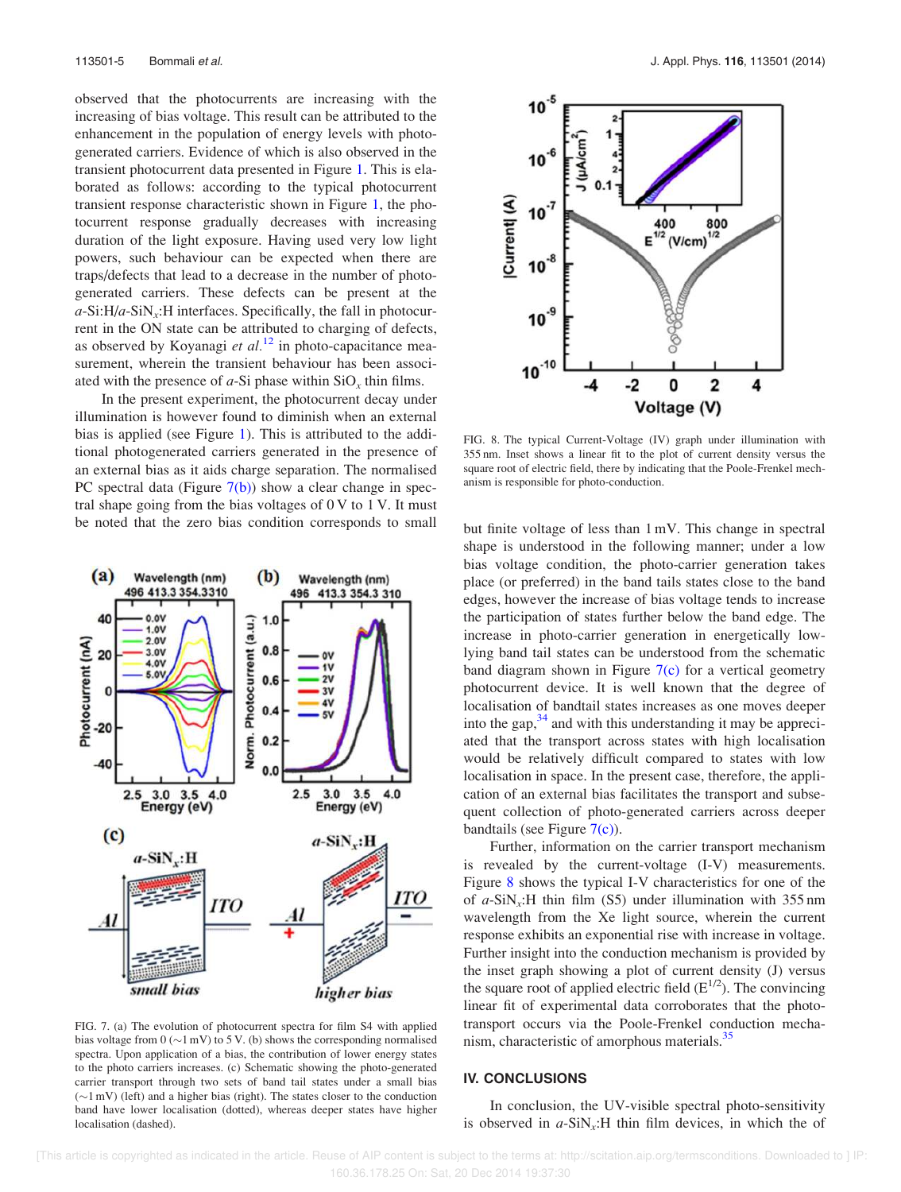observed that the photocurrents are increasing with the increasing of bias voltage. This result can be attributed to the enhancement in the population of energy levels with photo-generated carriers. Evidence of which is also observed in the transient photocurrent data presented in Figure 1. This is elaborated as follows: according to the typical photocurrent transient response characteristic shown in Figure 1, the photocurrent response gradually decreases with increasing duration of the light exposure. Having used very low light powers, such behaviour can be expected when there are traps/defects that lead to a decrease in the number of photo-generated carriers. These defects can be present at the *a*-Si:H/*a*-SiN$_x$:H interfaces. Specifically, the fall in photocurrent in the ON state can be attributed to charging of defects, as observed by Koyanagi *et al.*[12] in photo-capacitance measurement, wherein the transient behaviour has been associated with the presence of *a*-Si phase within SiO$_x$ thin films.

In the present experiment, the photocurrent decay under illumination is however found to diminish when an external bias is applied (see Figure 1). This is attributed to the additional photogenerated carriers generated in the presence of an external bias as it aids charge separation. The normalised PC spectral data (Figure 7(b)) show a clear change in spectral shape going from the bias voltages of 0 V to 1 V. It must be noted that the zero bias condition corresponds to small but finite voltage of less than 1 mV. This change in spectral shape is understood in the following manner; under a low bias voltage condition, the photo-carrier generation takes place (or preferred) in the band tails states close to the band edges, however the increase of bias voltage tends to increase the participation of states further below the band edge. The increase in photo-carrier generation in energetically low-lying band tail states can be understood from the schematic band diagram shown in Figure 7(c) for a vertical geometry photocurrent device. It is well known that the degree of localisation of bandtail states increases as one moves deeper into the gap,[34] and with this understanding it may be appreciated that the transport across states with high localisation would be relatively difficult compared to states with low localisation in space. In the present case, therefore, the application of an external bias facilitates the transport and subsequent collection of photo-generated carriers across deeper bandtails (see Figure 7(c)).

FIG. 7. (a) The evolution of photocurrent spectra for film S4 with applied bias voltage from 0 (∼1 mV) to 5 V. (b) shows the corresponding normalised spectra. Upon application of a bias, the contribution of lower energy states to the photo carriers increases. (c) Schematic showing the photo-generated carrier transport through two sets of band tail states under a small bias (∼1 mV) (left) and a higher bias (right). The states closer to the conduction band have lower localisation (dotted), whereas deeper states have higher localisation (dashed).

Further, information on the carrier transport mechanism is revealed by the current-voltage (I-V) measurements. Figure 8 shows the typical I-V characteristics for one of the of *a*-SiN$_x$:H thin film (S5) under illumination with 355 nm wavelength from the Xe light source, wherein the current response exhibits an exponential rise with increase in voltage. Further insight into the conduction mechanism is provided by the inset graph showing a plot of current density (J) versus the square root of applied electric field ($E^{1/2}$). The convincing linear fit of experimental data corroborates that the photo-transport occurs via the Poole-Frenkel conduction mechanism, characteristic of amorphous materials.[35]

FIG. 8. The typical Current-Voltage (IV) graph under illumination with 355 nm. Inset shows a linear fit to the plot of current density versus the square root of electric field, there by indicating that the Poole-Frenkel mechanism is responsible for photo-conduction.

## IV. CONCLUSIONS

In conclusion, the UV-visible spectral photo-sensitivity is observed in *a*-SiN$_x$:H thin film devices, in which the of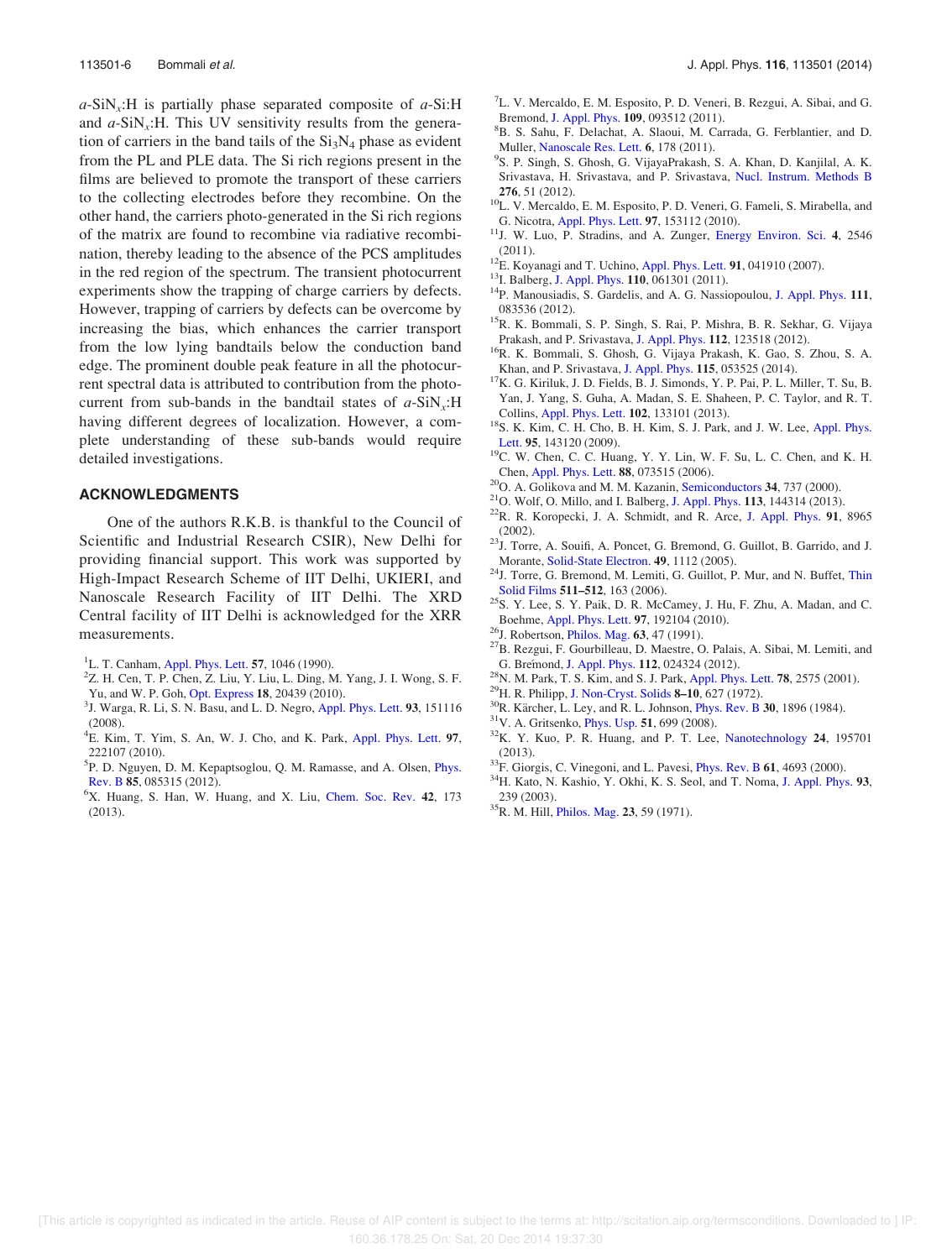*a*-$SiN_x$:H is partially phase separated composite of *a*-Si:H and *a*-$SiN_x$:H. This UV sensitivity results from the generation of carriers in the band tails of the $Si_3N_4$ phase as evident from the PL and PLE data. The Si rich regions present in the films are believed to promote the transport of these carriers to the collecting electrodes before they recombine. On the other hand, the carriers photo-generated in the Si rich regions of the matrix are found to recombine via radiative recombination, thereby leading to the absence of the PCS amplitudes in the red region of the spectrum. The transient photocurrent experiments show the trapping of charge carriers by defects. However, trapping of carriers by defects can be overcome by increasing the bias, which enhances the carrier transport from the low lying bandtails below the conduction band edge. The prominent double peak feature in all the photocurrent spectral data is attributed to contribution from the photocurrent from sub-bands in the bandtail states of *a*-$SiN_x$:H having different degrees of localization. However, a complete understanding of these sub-bands would require detailed investigations.

## ACKNOWLEDGMENTS

One of the authors R.K.B. is thankful to the Council of Scientific and Industrial Research CSIR), New Delhi for providing financial support. This work was supported by High-Impact Research Scheme of IIT Delhi, UKIERI, and Nanoscale Research Facility of IIT Delhi. The XRD Central facility of IIT Delhi is acknowledged for the XRR measurements.

[1] L. T. Canham, Appl. Phys. Lett. **57**, 1046 (1990).
[2] Z. H. Cen, T. P. Chen, Z. Liu, Y. Liu, L. Ding, M. Yang, J. I. Wong, S. F. Yu, and W. P. Goh, Opt. Express **18**, 20439 (2010).
[3] J. Warga, R. Li, S. N. Basu, and L. D. Negro, Appl. Phys. Lett. **93**, 151116 (2008).
[4] E. Kim, T. Yim, S. An, W. J. Cho, and K. Park, Appl. Phys. Lett. **97**, 222107 (2010).
[5] P. D. Nguyen, D. M. Kepaptsoglou, Q. M. Ramasse, and A. Olsen, Phys. Rev. B **85**, 085315 (2012).
[6] X. Huang, S. Han, W. Huang, and X. Liu, Chem. Soc. Rev. **42**, 173 (2013).
[7] L. V. Mercaldo, E. M. Esposito, P. D. Veneri, B. Rezgui, A. Sibai, and G. Bremond, J. Appl. Phys. **109**, 093512 (2011).
[8] B. S. Sahu, F. Delachat, A. Slaoui, M. Carrada, G. Ferblantier, and D. Muller, Nanoscale Res. Lett. **6**, 178 (2011).
[9] S. P. Singh, S. Ghosh, G. VijayaPrakash, S. A. Khan, D. Kanjilal, A. K. Srivastava, H. Srivastava, and P. Srivastava, Nucl. Instrum. Methods B **276**, 51 (2012).
[10] L. V. Mercaldo, E. M. Esposito, P. D. Veneri, G. Fameli, S. Mirabella, and G. Nicotra, Appl. Phys. Lett. **97**, 153112 (2010).
[11] J. W. Luo, P. Stradins, and A. Zunger, Energy Environ. Sci. **4**, 2546 (2011).
[12] E. Koyanagi and T. Uchino, Appl. Phys. Lett. **91**, 041910 (2007).
[13] I. Balberg, J. Appl. Phys. **110**, 061301 (2011).
[14] P. Manousiadis, S. Gardelis, and A. G. Nassiopoulou, J. Appl. Phys. **111**, 083536 (2012).
[15] R. K. Bommali, S. P. Singh, S. Rai, P. Mishra, B. R. Sekhar, G. Vijaya Prakash, and P. Srivastava, J. Appl. Phys. **112**, 123518 (2012).
[16] R. K. Bommali, S. Ghosh, G. Vijaya Prakash, K. Gao, S. Zhou, S. A. Khan, and P. Srivastava, J. Appl. Phys. **115**, 053525 (2014).
[17] K. G. Kiriluk, J. D. Fields, B. J. Simonds, Y. P. Pai, P. L. Miller, T. Su, B. Yan, J. Yang, S. Guha, A. Madan, S. E. Shaheen, P. C. Taylor, and R. T. Collins, Appl. Phys. Lett. **102**, 133101 (2013).
[18] S. K. Kim, C. H. Cho, B. H. Kim, S. J. Park, and J. W. Lee, Appl. Phys. Lett. **95**, 143120 (2009).
[19] C. W. Chen, C. C. Huang, Y. Y. Lin, W. F. Su, L. C. Chen, and K. H. Chen, Appl. Phys. Lett. **88**, 073515 (2006).
[20] O. A. Golikova and M. M. Kazanin, Semiconductors **34**, 737 (2000).
[21] O. Wolf, O. Millo, and I. Balberg, J. Appl. Phys. **113**, 144314 (2013).
[22] R. R. Koropecki, J. A. Schmidt, and R. Arce, J. Appl. Phys. **91**, 8965 (2002).
[23] J. Torre, A. Souifi, A. Poncet, G. Bremond, G. Guillot, B. Garrido, and J. Morante, Solid-State Electron. **49**, 1112 (2005).
[24] J. Torre, G. Bremond, M. Lemiti, G. Guillot, P. Mur, and N. Buffet, Thin Solid Films **511–512**, 163 (2006).
[25] S. Y. Lee, S. Y. Paik, D. R. McCamey, J. Hu, F. Zhu, A. Madan, and C. Boehme, Appl. Phys. Lett. **97**, 192104 (2010).
[26] J. Robertson, Philos. Mag. **63**, 47 (1991).
[27] B. Rezgui, F. Gourbilleau, D. Maestre, O. Palais, A. Sibai, M. Lemiti, and G. Bremond, J. Appl. Phys. **112**, 024324 (2012).
[28] N. M. Park, T. S. Kim, and S. J. Park, Appl. Phys. Lett. **78**, 2575 (2001).
[29] H. R. Philipp, J. Non-Cryst. Solids **8–10**, 627 (1972).
[30] R. Kärcher, L. Ley, and R. L. Johnson, Phys. Rev. B **30**, 1896 (1984).
[31] V. A. Gritsenko, Phys. Usp. **51**, 699 (2008).
[32] K. Y. Kuo, P. R. Huang, and P. T. Lee, Nanotechnology **24**, 195701 (2013).
[33] F. Giorgis, C. Vinegoni, and L. Pavesi, Phys. Rev. B **61**, 4693 (2000).
[34] H. Kato, N. Kashio, Y. Okhi, K. S. Seol, and T. Noma, J. Appl. Phys. **93**, 239 (2003).
[35] R. M. Hill, Philos. Mag. **23**, 59 (1971).